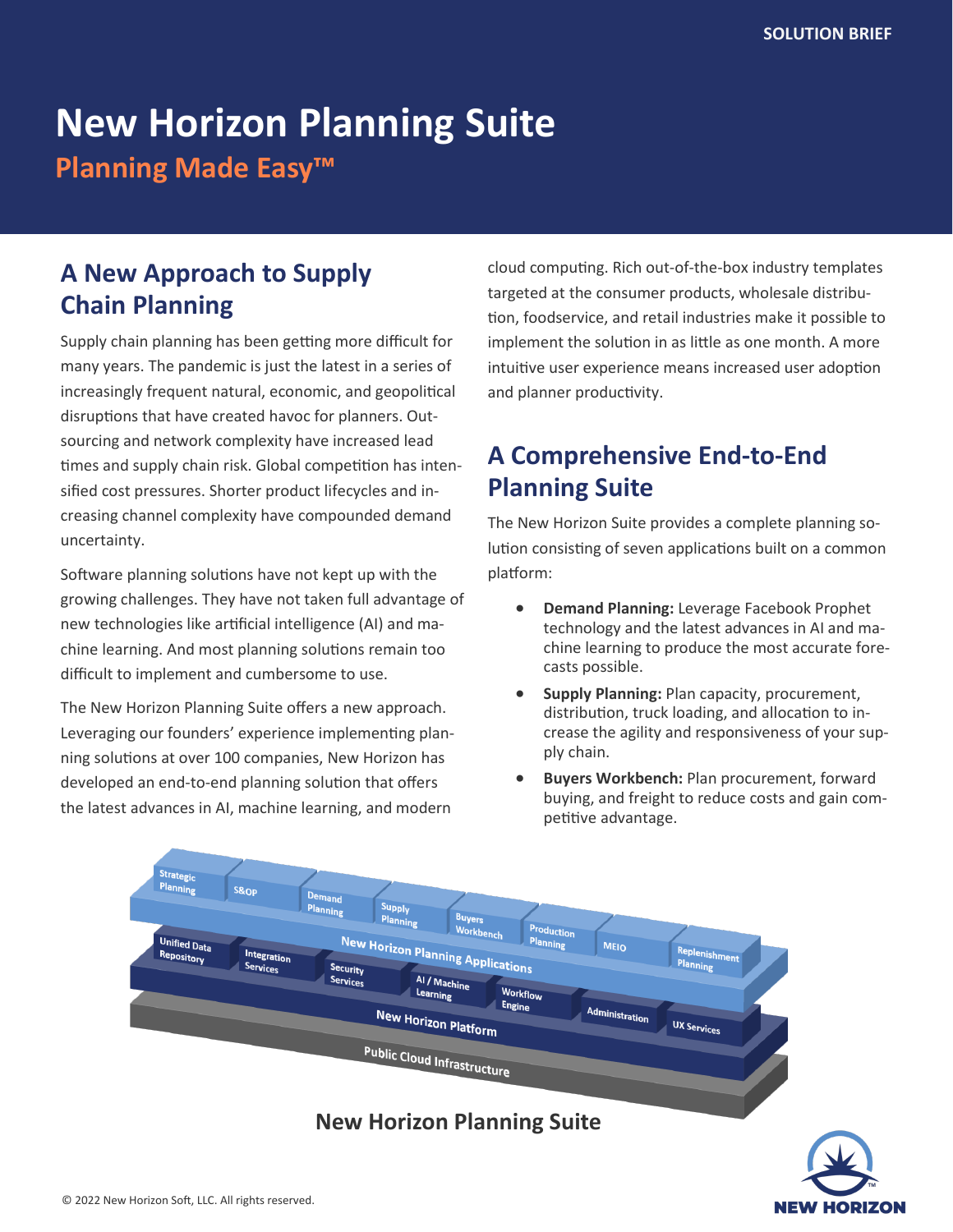SOLUTION BRIEF

# New Horizon Planning Suite

**Planning Made Easy™**

## A New Approach to Supply Chain Planning

Supply chain planning has been getting more difficult for many years. The pandemic is just the latest in a series of increasingly frequent natural, economic, and geopolitical disruptions that have created havoc for planners. Outsourcing and network complexity have increased lead times and supply chain risk. Global competition has intensified cost pressures. Shorter product lifecycles and increasing channel complexity have compounded demand uncertainty.

Software planning solutions have not kept up with the growing challenges. They have not taken full advantage of new technologies like artificial intelligence (AI) and machine learning. And most planning solutions remain too difficult to implement and cumbersome to use.

The New Horizon Planning Suite offers a new approach. Leveraging our founders' experience implementing planning solutions at over 100 companies, New Horizon has developed an end-to-end planning solution that offers the latest advances in AI, machine learning, and modern cloud computing. Rich out-of-the-box industry templates targeted at the consumer products, wholesale distribution, foodservice, and retail industries make it possible to implement the solution in as little as one month. A more intuitive user experience means increased user adoption and planner productivity.

## A Comprehensive End-to-End Planning Suite

The New Horizon Suite provides a complete planning solution consisting of seven applications built on a common platform:

- **Demand Planning:** Leverage Facebook Prophet technology and the latest advances in AI and machine learning to produce the most accurate forecasts possible.
- **Supply Planning:** Plan capacity, procurement, distribution, truck loading, and allocation to increase the agility and responsiveness of your supply chain.
- **Buyers Workbench:** Plan procurement, forward buying, and freight to reduce costs and gain competitive advantage.

**New Horizon Planning Suite**

© 2022 New Horizon Soft, LLC. All rights reserved.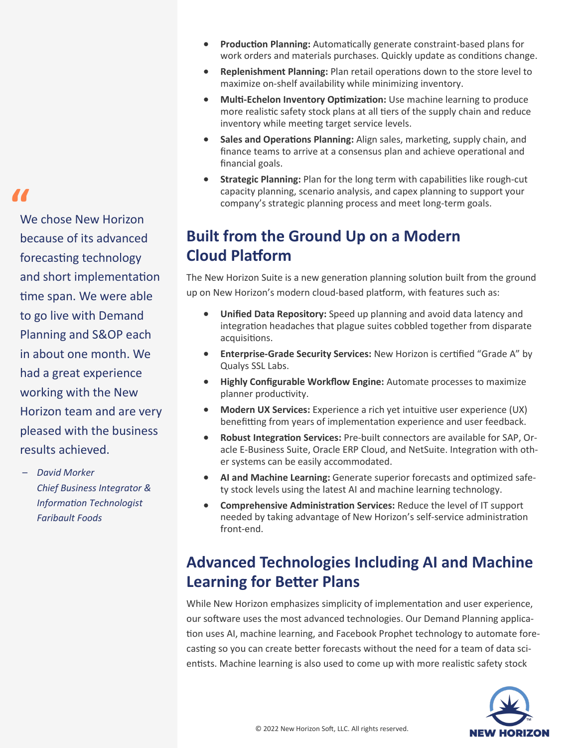- **Production Planning:** Automatically generate constraint-based plans for work orders and materials purchases. Quickly update as conditions change.
- **Replenishment Planning:** Plan retail operations down to the store level to maximize on-shelf availability while minimizing inventory.
- **Multi-Echelon Inventory Optimization:** Use machine learning to produce more realistic safety stock plans at all tiers of the supply chain and reduce inventory while meeting target service levels.
- **Sales and Operations Planning:** Align sales, marketing, supply chain, and finance teams to arrive at a consensus plan and achieve operational and financial goals.
- **Strategic Planning:** Plan for the long term with capabilities like rough-cut capacity planning, scenario analysis, and capex planning to support your company's strategic planning process and meet long-term goals.

> "We chose New Horizon because of its advanced forecasting technology and short implementation time span. We were able to go live with Demand Planning and S&OP each in about one month. We had a great experience working with the New Horizon team and are very pleased with the business results achieved.
>
> – *David Morker*
> *Chief Business Integrator & Information Technologist*
> *Faribault Foods*

## Built from the Ground Up on a Modern Cloud Platform

The New Horizon Suite is a new generation planning solution built from the ground up on New Horizon's modern cloud-based platform, with features such as:

- **Unified Data Repository:** Speed up planning and avoid data latency and integration headaches that plague suites cobbled together from disparate acquisitions.
- **Enterprise-Grade Security Services:** New Horizon is certified "Grade A" by Qualys SSL Labs.
- **Highly Configurable Workflow Engine:** Automate processes to maximize planner productivity.
- **Modern UX Services:** Experience a rich yet intuitive user experience (UX) benefitting from years of implementation experience and user feedback.
- **Robust Integration Services:** Pre-built connectors are available for SAP, Oracle E-Business Suite, Oracle ERP Cloud, and NetSuite. Integration with other systems can be easily accommodated.
- **AI and Machine Learning:** Generate superior forecasts and optimized safety stock levels using the latest AI and machine learning technology.
- **Comprehensive Administration Services:** Reduce the level of IT support needed by taking advantage of New Horizon's self-service administration front-end.

## Advanced Technologies Including AI and Machine Learning for Better Plans

While New Horizon emphasizes simplicity of implementation and user experience, our software uses the most advanced technologies. Our Demand Planning application uses AI, machine learning, and Facebook Prophet technology to automate forecasting so you can create better forecasts without the need for a team of data scientists. Machine learning is also used to come up with more realistic safety stock

© 2022 New Horizon Soft, LLC. All rights reserved.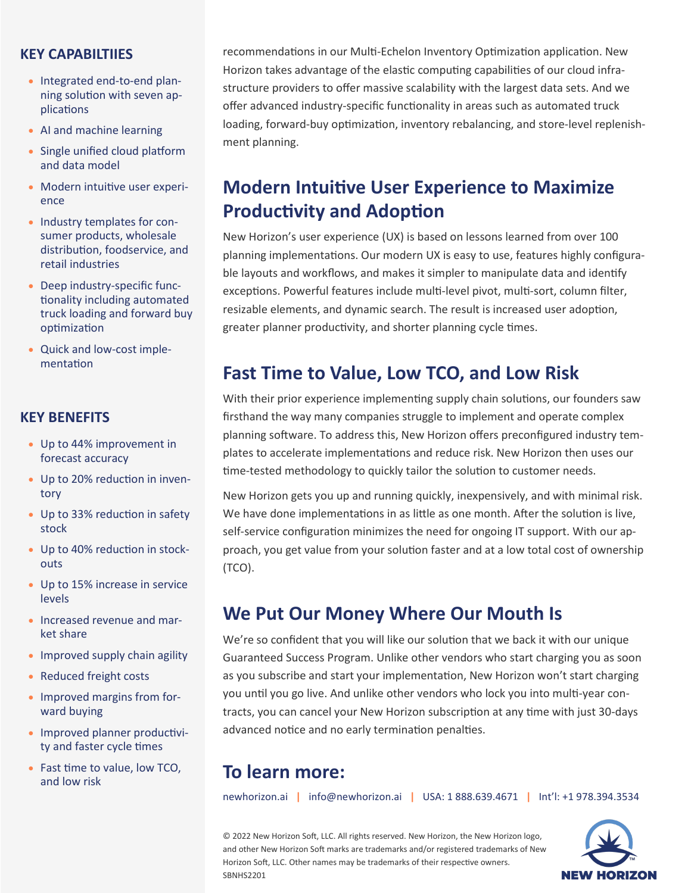## KEY CAPABILTIIES

- Integrated end-to-end planning solution with seven applications
- AI and machine learning
- Single unified cloud platform and data model
- Modern intuitive user experience
- Industry templates for consumer products, wholesale distribution, foodservice, and retail industries
- Deep industry-specific functionality including automated truck loading and forward buy optimization
- Quick and low-cost implementation

## KEY BENEFITS

- Up to 44% improvement in forecast accuracy
- Up to 20% reduction in inventory
- Up to 33% reduction in safety stock
- Up to 40% reduction in stockouts
- Up to 15% increase in service levels
- Increased revenue and market share
- Improved supply chain agility
- Reduced freight costs
- Improved margins from forward buying
- Improved planner productivity and faster cycle times
- Fast time to value, low TCO, and low risk

recommendations in our Multi-Echelon Inventory Optimization application. New Horizon takes advantage of the elastic computing capabilities of our cloud infrastructure providers to offer massive scalability with the largest data sets. And we offer advanced industry-specific functionality in areas such as automated truck loading, forward-buy optimization, inventory rebalancing, and store-level replenishment planning.

## Modern Intuitive User Experience to Maximize Productivity and Adoption

New Horizon's user experience (UX) is based on lessons learned from over 100 planning implementations. Our modern UX is easy to use, features highly configurable layouts and workflows, and makes it simpler to manipulate data and identify exceptions. Powerful features include multi-level pivot, multi-sort, column filter, resizable elements, and dynamic search. The result is increased user adoption, greater planner productivity, and shorter planning cycle times.

## Fast Time to Value, Low TCO, and Low Risk

With their prior experience implementing supply chain solutions, our founders saw firsthand the way many companies struggle to implement and operate complex planning software. To address this, New Horizon offers preconfigured industry templates to accelerate implementations and reduce risk. New Horizon then uses our time-tested methodology to quickly tailor the solution to customer needs.

New Horizon gets you up and running quickly, inexpensively, and with minimal risk. We have done implementations in as little as one month. After the solution is live, self-service configuration minimizes the need for ongoing IT support. With our approach, you get value from your solution faster and at a low total cost of ownership (TCO).

## We Put Our Money Where Our Mouth Is

We're so confident that you will like our solution that we back it with our unique Guaranteed Success Program. Unlike other vendors who start charging you as soon as you subscribe and start your implementation, New Horizon won't start charging you until you go live. And unlike other vendors who lock you into multi-year contracts, you can cancel your New Horizon subscription at any time with just 30-days advanced notice and no early termination penalties.

## To learn more:

newhorizon.ai | info@newhorizon.ai | USA: 1 888.639.4671 | Int'l: +1 978.394.3534

© 2022 New Horizon Soft, LLC. All rights reserved. New Horizon, the New Horizon logo, and other New Horizon Soft marks are trademarks and/or registered trademarks of New Horizon Soft, LLC. Other names may be trademarks of their respective owners.
SBNHS2201

NEW HORIZON